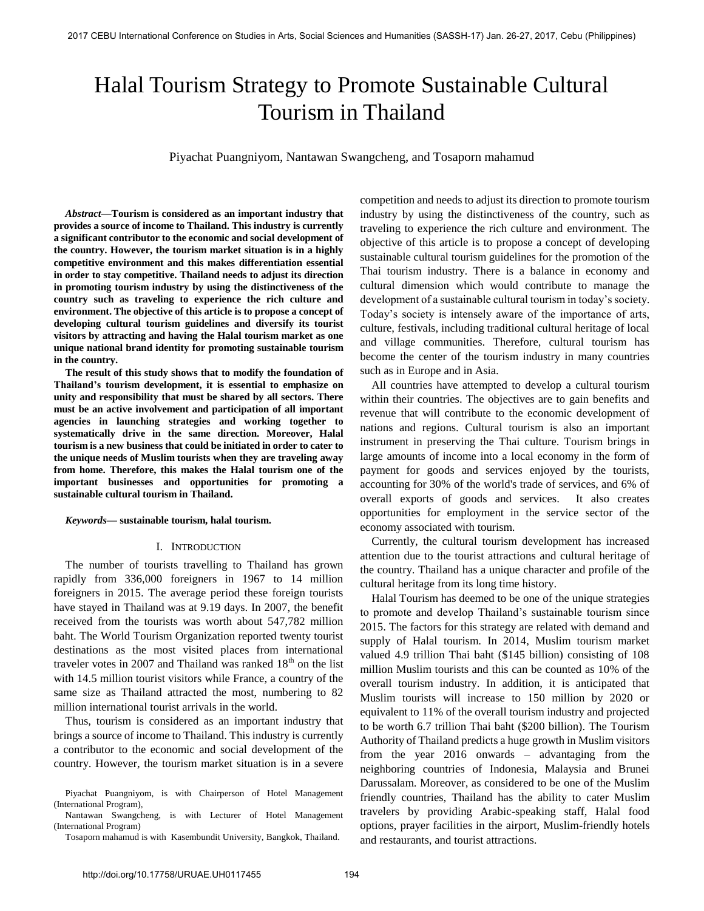// Forensic Phalanx Log Markdown Format

# Halal Tourism Strategy to Promote Sustainable Cultural Tourism in Thailand

Piyachat Puangniyom, Nantawan Swangcheng, and Tosaporn mahamud

***Abstract*—Tourism is considered as an important industry that provides a source of income to Thailand. This industry is currently a significant contributor to the economic and social development of the country. However, the tourism market situation is in a highly competitive environment and this makes differentiation essential in order to stay competitive. Thailand needs to adjust its direction in promoting tourism industry by using the distinctiveness of the country such as traveling to experience the rich culture and environment. The objective of this article is to propose a concept of developing cultural tourism guidelines and diversify its tourist visitors by attracting and having the Halal tourism market as one unique national brand identity for promoting sustainable tourism in the country.**

**The result of this study shows that to modify the foundation of Thailand's tourism development, it is essential to emphasize on unity and responsibility that must be shared by all sectors. There must be an active involvement and participation of all important agencies in launching strategies and working together to systematically drive in the same direction. Moreover, Halal tourism is a new business that could be initiated in order to cater to the unique needs of Muslim tourists when they are traveling away from home. Therefore, this makes the Halal tourism one of the important businesses and opportunities for promoting a sustainable cultural tourism in Thailand.**

***Keywords*— sustainable tourism, halal tourism.**

## I. Introduction

The number of tourists travelling to Thailand has grown rapidly from 336,000 foreigners in 1967 to 14 million foreigners in 2015. The average period these foreign tourists have stayed in Thailand was at 9.19 days. In 2007, the benefit received from the tourists was worth about 547,782 million baht. The World Tourism Organization reported twenty tourist destinations as the most visited places from international traveler votes in 2007 and Thailand was ranked 18th on the list with 14.5 million tourist visitors while France, a country of the same size as Thailand attracted the most, numbering to 82 million international tourist arrivals in the world.

Thus, tourism is considered as an important industry that brings a source of income to Thailand. This industry is currently a contributor to the economic and social development of the country. However, the tourism market situation is in a severe competition and needs to adjust its direction to promote tourism industry by using the distinctiveness of the country, such as traveling to experience the rich culture and environment. The objective of this article is to propose a concept of developing sustainable cultural tourism guidelines for the promotion of the Thai tourism industry. There is a balance in economy and cultural dimension which would contribute to manage the development of a sustainable cultural tourism in today's society. Today's society is intensely aware of the importance of arts, culture, festivals, including traditional cultural heritage of local and village communities. Therefore, cultural tourism has become the center of the tourism industry in many countries such as in Europe and in Asia.

All countries have attempted to develop a cultural tourism within their countries. The objectives are to gain benefits and revenue that will contribute to the economic development of nations and regions. Cultural tourism is also an important instrument in preserving the Thai culture. Tourism brings in large amounts of income into a local economy in the form of payment for goods and services enjoyed by the tourists, accounting for 30% of the world's trade of services, and 6% of overall exports of goods and services. It also creates opportunities for employment in the service sector of the economy associated with tourism.

Currently, the cultural tourism development has increased attention due to the tourist attractions and cultural heritage of the country. Thailand has a unique character and profile of the cultural heritage from its long time history.

Halal Tourism has deemed to be one of the unique strategies to promote and develop Thailand's sustainable tourism since 2015. The factors for this strategy are related with demand and supply of Halal tourism. In 2014, Muslim tourism market valued 4.9 trillion Thai baht ($145 billion) consisting of 108 million Muslim tourists and this can be counted as 10% of the overall tourism industry. In addition, it is anticipated that Muslim tourists will increase to 150 million by 2020 or equivalent to 11% of the overall tourism industry and projected to be worth 6.7 trillion Thai baht ($200 billion). The Tourism Authority of Thailand predicts a huge growth in Muslim visitors from the year 2016 onwards – advantaging from the neighboring countries of Indonesia, Malaysia and Brunei Darussalam. Moreover, as considered to be one of the Muslim friendly countries, Thailand has the ability to cater Muslim travelers by providing Arabic-speaking staff, Halal food options, prayer facilities in the airport, Muslim-friendly hotels and restaurants, and tourist attractions.

Piyachat Puangniyom, is with Chairperson of Hotel Management (International Program),

Nantawan Swangcheng, is with Lecturer of Hotel Management (International Program)

Tosaporn mahamud is with Kasembundit University, Bangkok, Thailand.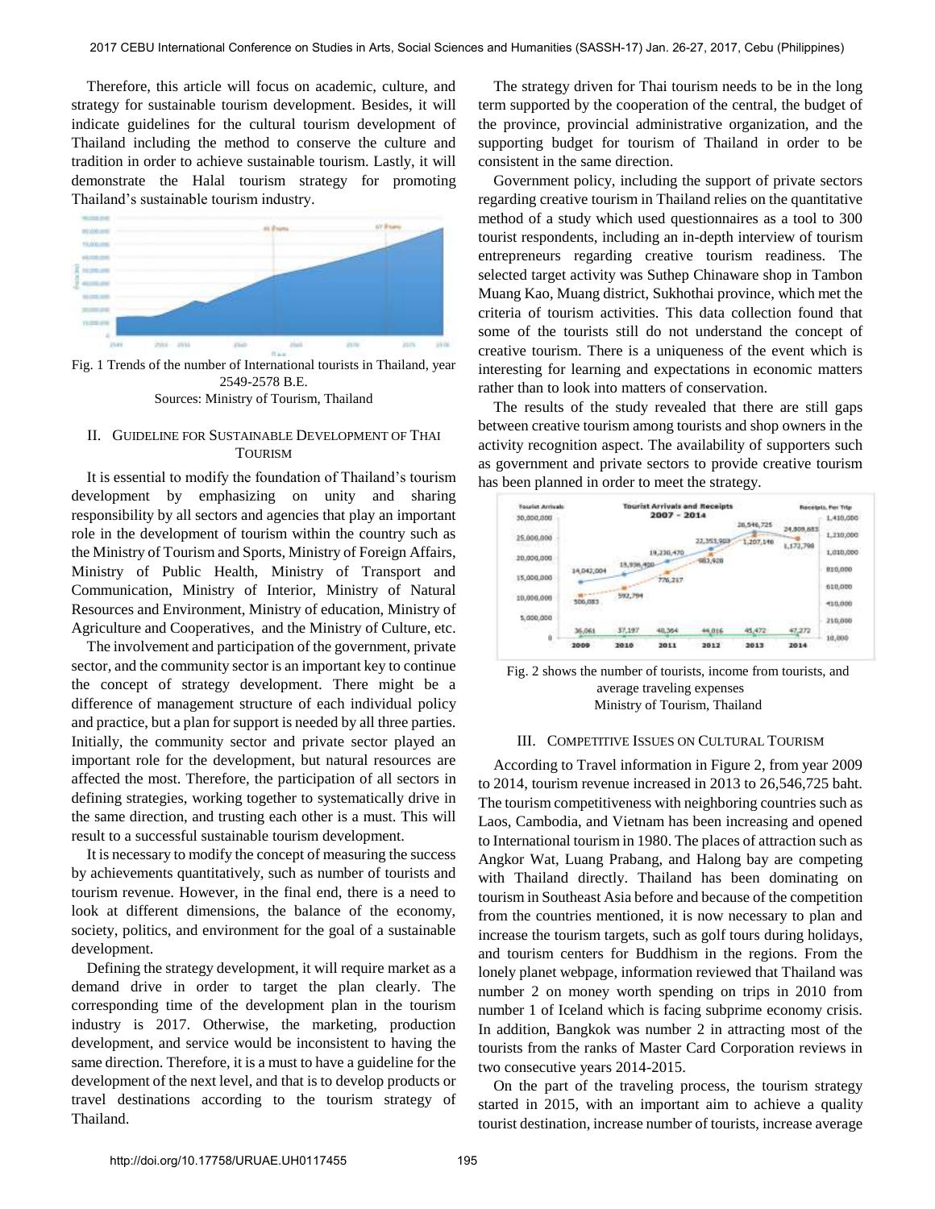Therefore, this article will focus on academic, culture, and strategy for sustainable tourism development. Besides, it will indicate guidelines for the cultural tourism development of Thailand including the method to conserve the culture and tradition in order to achieve sustainable tourism. Lastly, it will demonstrate the Halal tourism strategy for promoting Thailand's sustainable tourism industry.

Fig. 1 Trends of the number of International tourists in Thailand, year 2549-2578 B.E.
Sources: Ministry of Tourism, Thailand

## II. Guideline for Sustainable Development of Thai Tourism

It is essential to modify the foundation of Thailand's tourism development by emphasizing on unity and sharing responsibility by all sectors and agencies that play an important role in the development of tourism within the country such as the Ministry of Tourism and Sports, Ministry of Foreign Affairs, Ministry of Public Health, Ministry of Transport and Communication, Ministry of Interior, Ministry of Natural Resources and Environment, Ministry of education, Ministry of Agriculture and Cooperatives, and the Ministry of Culture, etc.

The involvement and participation of the government, private sector, and the community sector is an important key to continue the concept of strategy development. There might be a difference of management structure of each individual policy and practice, but a plan for support is needed by all three parties. Initially, the community sector and private sector played an important role for the development, but natural resources are affected the most. Therefore, the participation of all sectors in defining strategies, working together to systematically drive in the same direction, and trusting each other is a must. This will result to a successful sustainable tourism development.

It is necessary to modify the concept of measuring the success by achievements quantitatively, such as number of tourists and tourism revenue. However, in the final end, there is a need to look at different dimensions, the balance of the economy, society, politics, and environment for the goal of a sustainable development.

Defining the strategy development, it will require market as a demand drive in order to target the plan clearly. The corresponding time of the development plan in the tourism industry is 2017. Otherwise, the marketing, production development, and service would be inconsistent to having the same direction. Therefore, it is a must to have a guideline for the development of the next level, and that is to develop products or travel destinations according to the tourism strategy of Thailand.

The strategy driven for Thai tourism needs to be in the long term supported by the cooperation of the central, the budget of the province, provincial administrative organization, and the supporting budget for tourism of Thailand in order to be consistent in the same direction.

Government policy, including the support of private sectors regarding creative tourism in Thailand relies on the quantitative method of a study which used questionnaires as a tool to 300 tourist respondents, including an in-depth interview of tourism entrepreneurs regarding creative tourism readiness. The selected target activity was Suthep Chinaware shop in Tambon Muang Kao, Muang district, Sukhothai province, which met the criteria of tourism activities. This data collection found that some of the tourists still do not understand the concept of creative tourism. There is a uniqueness of the event which is interesting for learning and expectations in economic matters rather than to look into matters of conservation.

The results of the study revealed that there are still gaps between creative tourism among tourists and shop owners in the activity recognition aspect. The availability of supporters such as government and private sectors to provide creative tourism has been planned in order to meet the strategy.

Fig. 2 shows the number of tourists, income from tourists, and average traveling expenses
Ministry of Tourism, Thailand

## III. Competitive Issues on Cultural Tourism

According to Travel information in Figure 2, from year 2009 to 2014, tourism revenue increased in 2013 to 26,546,725 baht. The tourism competitiveness with neighboring countries such as Laos, Cambodia, and Vietnam has been increasing and opened to International tourism in 1980. The places of attraction such as Angkor Wat, Luang Prabang, and Halong bay are competing with Thailand directly. Thailand has been dominating on tourism in Southeast Asia before and because of the competition from the countries mentioned, it is now necessary to plan and increase the tourism targets, such as golf tours during holidays, and tourism centers for Buddhism in the regions. From the lonely planet webpage, information reviewed that Thailand was number 2 on money worth spending on trips in 2010 from number 1 of Iceland which is facing subprime economy crisis. In addition, Bangkok was number 2 in attracting most of the tourists from the ranks of Master Card Corporation reviews in two consecutive years 2014-2015.

On the part of the traveling process, the tourism strategy started in 2015, with an important aim to achieve a quality tourist destination, increase number of tourists, increase average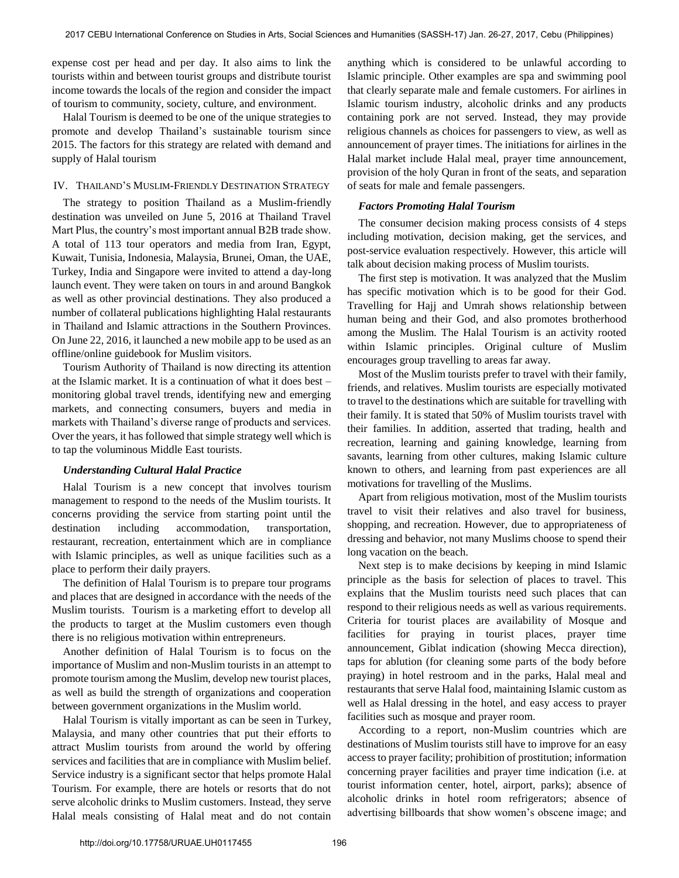expense cost per head and per day. It also aims to link the tourists within and between tourist groups and distribute tourist income towards the locals of the region and consider the impact of tourism to community, society, culture, and environment.

Halal Tourism is deemed to be one of the unique strategies to promote and develop Thailand's sustainable tourism since 2015. The factors for this strategy are related with demand and supply of Halal tourism

## IV. Thailand's Muslim-Friendly Destination Strategy

The strategy to position Thailand as a Muslim-friendly destination was unveiled on June 5, 2016 at Thailand Travel Mart Plus, the country's most important annual B2B trade show. A total of 113 tour operators and media from Iran, Egypt, Kuwait, Tunisia, Indonesia, Malaysia, Brunei, Oman, the UAE, Turkey, India and Singapore were invited to attend a day-long launch event. They were taken on tours in and around Bangkok as well as other provincial destinations. They also produced a number of collateral publications highlighting Halal restaurants in Thailand and Islamic attractions in the Southern Provinces. On June 22, 2016, it launched a new mobile app to be used as an offline/online guidebook for Muslim visitors.

Tourism Authority of Thailand is now directing its attention at the Islamic market. It is a continuation of what it does best – monitoring global travel trends, identifying new and emerging markets, and connecting consumers, buyers and media in markets with Thailand's diverse range of products and services. Over the years, it has followed that simple strategy well which is to tap the voluminous Middle East tourists.

### *Understanding Cultural Halal Practice*

Halal Tourism is a new concept that involves tourism management to respond to the needs of the Muslim tourists. It concerns providing the service from starting point until the destination including accommodation, transportation, restaurant, recreation, entertainment which are in compliance with Islamic principles, as well as unique facilities such as a place to perform their daily prayers.

The definition of Halal Tourism is to prepare tour programs and places that are designed in accordance with the needs of the Muslim tourists. Tourism is a marketing effort to develop all the products to target at the Muslim customers even though there is no religious motivation within entrepreneurs.

Another definition of Halal Tourism is to focus on the importance of Muslim and non-Muslim tourists in an attempt to promote tourism among the Muslim, develop new tourist places, as well as build the strength of organizations and cooperation between government organizations in the Muslim world.

Halal Tourism is vitally important as can be seen in Turkey, Malaysia, and many other countries that put their efforts to attract Muslim tourists from around the world by offering services and facilities that are in compliance with Muslim belief. Service industry is a significant sector that helps promote Halal Tourism. For example, there are hotels or resorts that do not serve alcoholic drinks to Muslim customers. Instead, they serve Halal meals consisting of Halal meat and do not contain anything which is considered to be unlawful according to Islamic principle. Other examples are spa and swimming pool that clearly separate male and female customers. For airlines in Islamic tourism industry, alcoholic drinks and any products containing pork are not served. Instead, they may provide religious channels as choices for passengers to view, as well as announcement of prayer times. The initiations for airlines in the Halal market include Halal meal, prayer time announcement, provision of the holy Quran in front of the seats, and separation of seats for male and female passengers.

### *Factors Promoting Halal Tourism*

The consumer decision making process consists of 4 steps including motivation, decision making, get the services, and post-service evaluation respectively. However, this article will talk about decision making process of Muslim tourists.

The first step is motivation. It was analyzed that the Muslim has specific motivation which is to be good for their God. Travelling for Hajj and Umrah shows relationship between human being and their God, and also promotes brotherhood among the Muslim. The Halal Tourism is an activity rooted within Islamic principles. Original culture of Muslim encourages group travelling to areas far away.

Most of the Muslim tourists prefer to travel with their family, friends, and relatives. Muslim tourists are especially motivated to travel to the destinations which are suitable for travelling with their family. It is stated that 50% of Muslim tourists travel with their families. In addition, asserted that trading, health and recreation, learning and gaining knowledge, learning from savants, learning from other cultures, making Islamic culture known to others, and learning from past experiences are all motivations for travelling of the Muslims.

Apart from religious motivation, most of the Muslim tourists travel to visit their relatives and also travel for business, shopping, and recreation. However, due to appropriateness of dressing and behavior, not many Muslims choose to spend their long vacation on the beach.

Next step is to make decisions by keeping in mind Islamic principle as the basis for selection of places to travel. This explains that the Muslim tourists need such places that can respond to their religious needs as well as various requirements. Criteria for tourist places are availability of Mosque and facilities for praying in tourist places, prayer time announcement, Giblat indication (showing Mecca direction), taps for ablution (for cleaning some parts of the body before praying) in hotel restroom and in the parks, Halal meal and restaurants that serve Halal food, maintaining Islamic custom as well as Halal dressing in the hotel, and easy access to prayer facilities such as mosque and prayer room.

According to a report, non-Muslim countries which are destinations of Muslim tourists still have to improve for an easy access to prayer facility; prohibition of prostitution; information concerning prayer facilities and prayer time indication (i.e. at tourist information center, hotel, airport, parks); absence of alcoholic drinks in hotel room refrigerators; absence of advertising billboards that show women's obscene image; and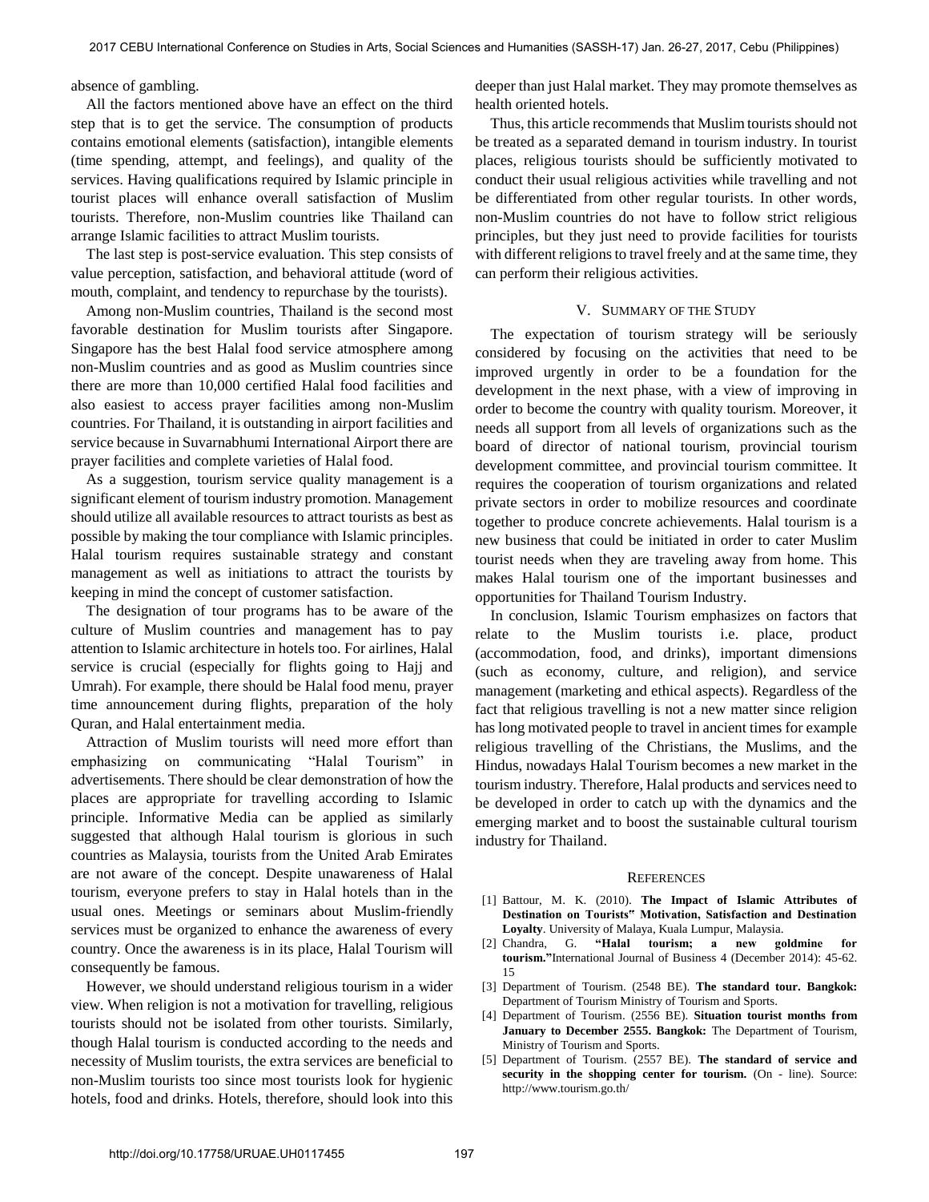absence of gambling.

All the factors mentioned above have an effect on the third step that is to get the service. The consumption of products contains emotional elements (satisfaction), intangible elements (time spending, attempt, and feelings), and quality of the services. Having qualifications required by Islamic principle in tourist places will enhance overall satisfaction of Muslim tourists. Therefore, non-Muslim countries like Thailand can arrange Islamic facilities to attract Muslim tourists.

The last step is post-service evaluation. This step consists of value perception, satisfaction, and behavioral attitude (word of mouth, complaint, and tendency to repurchase by the tourists).

Among non-Muslim countries, Thailand is the second most favorable destination for Muslim tourists after Singapore. Singapore has the best Halal food service atmosphere among non-Muslim countries and as good as Muslim countries since there are more than 10,000 certified Halal food facilities and also easiest to access prayer facilities among non-Muslim countries. For Thailand, it is outstanding in airport facilities and service because in Suvarnabhumi International Airport there are prayer facilities and complete varieties of Halal food.

As a suggestion, tourism service quality management is a significant element of tourism industry promotion. Management should utilize all available resources to attract tourists as best as possible by making the tour compliance with Islamic principles. Halal tourism requires sustainable strategy and constant management as well as initiations to attract the tourists by keeping in mind the concept of customer satisfaction.

The designation of tour programs has to be aware of the culture of Muslim countries and management has to pay attention to Islamic architecture in hotels too. For airlines, Halal service is crucial (especially for flights going to Hajj and Umrah). For example, there should be Halal food menu, prayer time announcement during flights, preparation of the holy Quran, and Halal entertainment media.

Attraction of Muslim tourists will need more effort than emphasizing on communicating "Halal Tourism" in advertisements. There should be clear demonstration of how the places are appropriate for travelling according to Islamic principle. Informative Media can be applied as similarly suggested that although Halal tourism is glorious in such countries as Malaysia, tourists from the United Arab Emirates are not aware of the concept. Despite unawareness of Halal tourism, everyone prefers to stay in Halal hotels than in the usual ones. Meetings or seminars about Muslim-friendly services must be organized to enhance the awareness of every country. Once the awareness is in its place, Halal Tourism will consequently be famous.

However, we should understand religious tourism in a wider view. When religion is not a motivation for travelling, religious tourists should not be isolated from other tourists. Similarly, though Halal tourism is conducted according to the needs and necessity of Muslim tourists, the extra services are beneficial to non-Muslim tourists too since most tourists look for hygienic hotels, food and drinks. Hotels, therefore, should look into this deeper than just Halal market. They may promote themselves as health oriented hotels.

Thus, this article recommends that Muslim tourists should not be treated as a separated demand in tourism industry. In tourist places, religious tourists should be sufficiently motivated to conduct their usual religious activities while travelling and not be differentiated from other regular tourists. In other words, non-Muslim countries do not have to follow strict religious principles, but they just need to provide facilities for tourists with different religions to travel freely and at the same time, they can perform their religious activities.

## V. Summary of the Study

The expectation of tourism strategy will be seriously considered by focusing on the activities that need to be improved urgently in order to be a foundation for the development in the next phase, with a view of improving in order to become the country with quality tourism. Moreover, it needs all support from all levels of organizations such as the board of director of national tourism, provincial tourism development committee, and provincial tourism committee. It requires the cooperation of tourism organizations and related private sectors in order to mobilize resources and coordinate together to produce concrete achievements. Halal tourism is a new business that could be initiated in order to cater Muslim tourist needs when they are traveling away from home. This makes Halal tourism one of the important businesses and opportunities for Thailand Tourism Industry.

In conclusion, Islamic Tourism emphasizes on factors that relate to the Muslim tourists i.e. place, product (accommodation, food, and drinks), important dimensions (such as economy, culture, and religion), and service management (marketing and ethical aspects). Regardless of the fact that religious travelling is not a new matter since religion has long motivated people to travel in ancient times for example religious travelling of the Christians, the Muslims, and the Hindus, nowadays Halal Tourism becomes a new market in the tourism industry. Therefore, Halal products and services need to be developed in order to catch up with the dynamics and the emerging market and to boost the sustainable cultural tourism industry for Thailand.

## References

[1] Battour, M. K. (2010). **The Impact of Islamic Attributes of Destination on Tourists" Motivation, Satisfaction and Destination Loyalty**. University of Malaya, Kuala Lumpur, Malaysia.

[2] Chandra, G. **"Halal tourism; a new goldmine for tourism."** International Journal of Business 4 (December 2014): 45-62. 15

[3] Department of Tourism. (2548 BE). **The standard tour. Bangkok:** Department of Tourism Ministry of Tourism and Sports.

[4] Department of Tourism. (2556 BE). **Situation tourist months from January to December 2555. Bangkok:** The Department of Tourism, Ministry of Tourism and Sports.

[5] Department of Tourism. (2557 BE). **The standard of service and security in the shopping center for tourism.** (On - line). Source: http://www.tourism.go.th/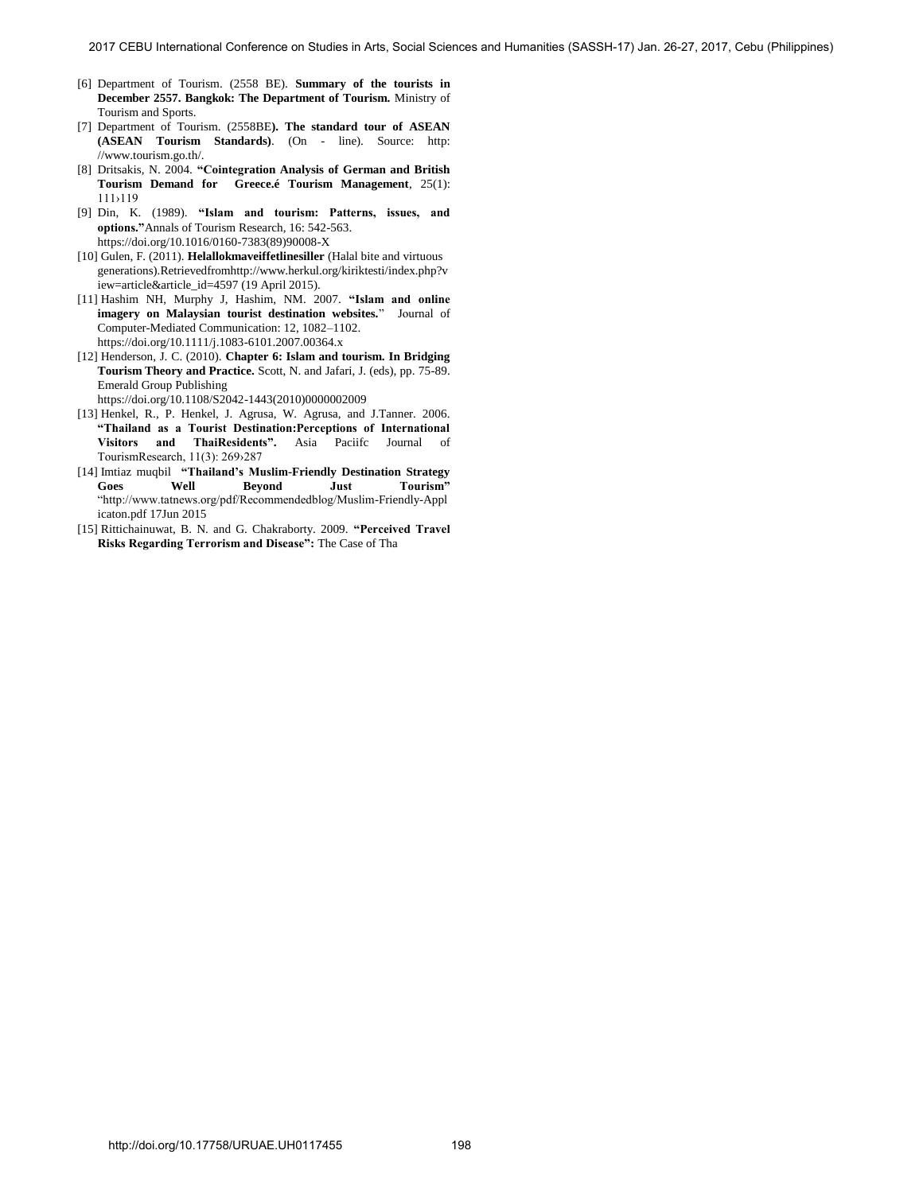[6] Department of Tourism. (2558 BE). **Summary of the tourists in December 2557. Bangkok: The Department of Tourism.** Ministry of Tourism and Sports.

[7] Department of Tourism. (2558BE**). The standard tour of ASEAN (ASEAN Tourism Standards)**. (On - line). Source: http: //www.tourism.go.th/.

[8] Dritsakis, N. 2004. **"Cointegration Analysis of German and British Tourism Demand for Greece.é Tourism Management**, 25(1): 111›119

[9] Din, K. (1989). **"Islam and tourism: Patterns, issues, and options."**Annals of Tourism Research, 16: 542-563. https://doi.org/10.1016/0160-7383(89)90008-X

[10] Gulen, F. (2011). **Helallokmaveiffetlinesiller** (Halal bite and virtuous generations).Retrievedfromhttp://www.herkul.org/kiriktesti/index.php?view=article&article_id=4597 (19 April 2015).

[11] Hashim NH, Murphy J, Hashim, NM. 2007. **"Islam and online imagery on Malaysian tourist destination websites.**" Journal of Computer-Mediated Communication: 12, 1082–1102. https://doi.org/10.1111/j.1083-6101.2007.00364.x

[12] Henderson, J. C. (2010). **Chapter 6: Islam and tourism. In Bridging Tourism Theory and Practice.** Scott, N. and Jafari, J. (eds), pp. 75-89. Emerald Group Publishing https://doi.org/10.1108/S2042-1443(2010)0000002009

[13] Henkel, R., P. Henkel, J. Agrusa, W. Agrusa, and J.Tanner. 2006. **"Thailand as a Tourist Destination:Perceptions of International Visitors and ThaiResidents".** Asia Paciifc Journal of TourismResearch, 11(3): 269›287

[14] Imtiaz muqbil **"Thailand's Muslim-Friendly Destination Strategy Goes Well Beyond Just Tourism"** "http://www.tatnews.org/pdf/Recommendedblog/Muslim-Friendly-Applicaton.pdf 17Jun 2015

[15] Rittichainuwat, B. N. and G. Chakraborty. 2009. **"Perceived Travel Risks Regarding Terrorism and Disease":** The Case of Tha